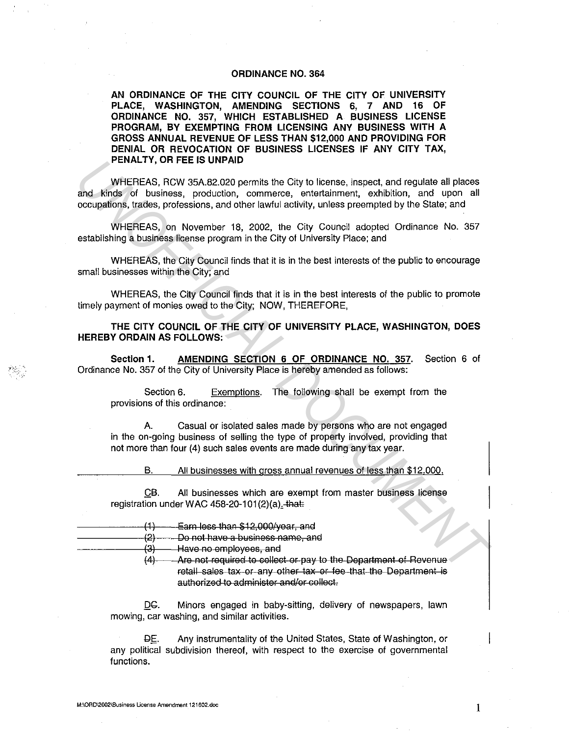**ORDINANCE NO. 364**

**AN ORDINANCE OF THE CITY COUNCIL OF THE CITY OF UNIVERSITY PLACE, WASHINGTON, AMENDING SECTIONS 6, 7 AND 16 OF ORDINANCE NO. 357, WHICH ESTABLISHED A BUSINESS LICENSE PROGRAM, BY EXEMPTING FROM LICENSING ANY BUSINESS WITH A GROSS ANNUAL REVENUE OF LESS THAN $12,000 AND PROVIDING FOR DENIAL OR REVOCATION OF BUSINESS LICENSES IF ANY CITY TAX, PENALTY, OR FEE IS UNPAID**

WHEREAS, RCW 35A.82.020 permits the City to license, inspect, and regulate all places and kinds of business, production, commerce, entertainment, exhibition, and upon all occupations, trades, professions, and other lawful activity, unless preempted by the State; and

WHEREAS, on November 18, 2002, the City Council adopted Ordinance No. 357 establishing a business license program in the City of University Place; and

WHEREAS, the City Council finds that it is in the best interests of the public to encourage small businesses within the City; and

WHEREAS, the City Council finds that it is in the best interests of the public to promote timely payment of monies owed to the City; NOW, THEREFORE,

**THE CITY COUNCIL OF THE CITY OF UNIVERSITY PLACE, WASHINGTON, DOES HEREBY ORDAIN AS FOLLOWS:**

**Section 1.** **AMENDING SECTION 6 OF ORDINANCE NO. 357.** Section 6 of Ordinance No. 357 of the City of University Place is hereby amended as follows:

> Section 6. Exemptions. The following shall be exempt from the provisions of this ordinance:
>
> A. Casual or isolated sales made by persons who are not engaged in the on-going business of selling the type of property involved, providing that not more than four (4) such sales events are made during any tax year.
>
> B. All businesses with gross annual revenues of less than $12,000.
>
> ~~B.~~ C. All businesses which are exempt from master business license registration under WAC 458-20-101(2)(a). ~~that:~~
>
> ~~(1) Earn less than $12,000/year, and~~
> ~~(2) Do not have a business name, and~~
> ~~(3) Have no employees, and~~
> ~~(4) Are not required to collect or pay to the Department of Revenue retail sales tax or any other tax or fee that the Department is authorized to administer and/or collect.~~
>
> ~~C.~~ D. Minors engaged in baby-sitting, delivery of newspapers, lawn mowing, car washing, and similar activities.
>
> ~~D.~~ E. Any instrumentality of the United States, State of Washington, or any political subdivision thereof, with respect to the exercise of governmental functions.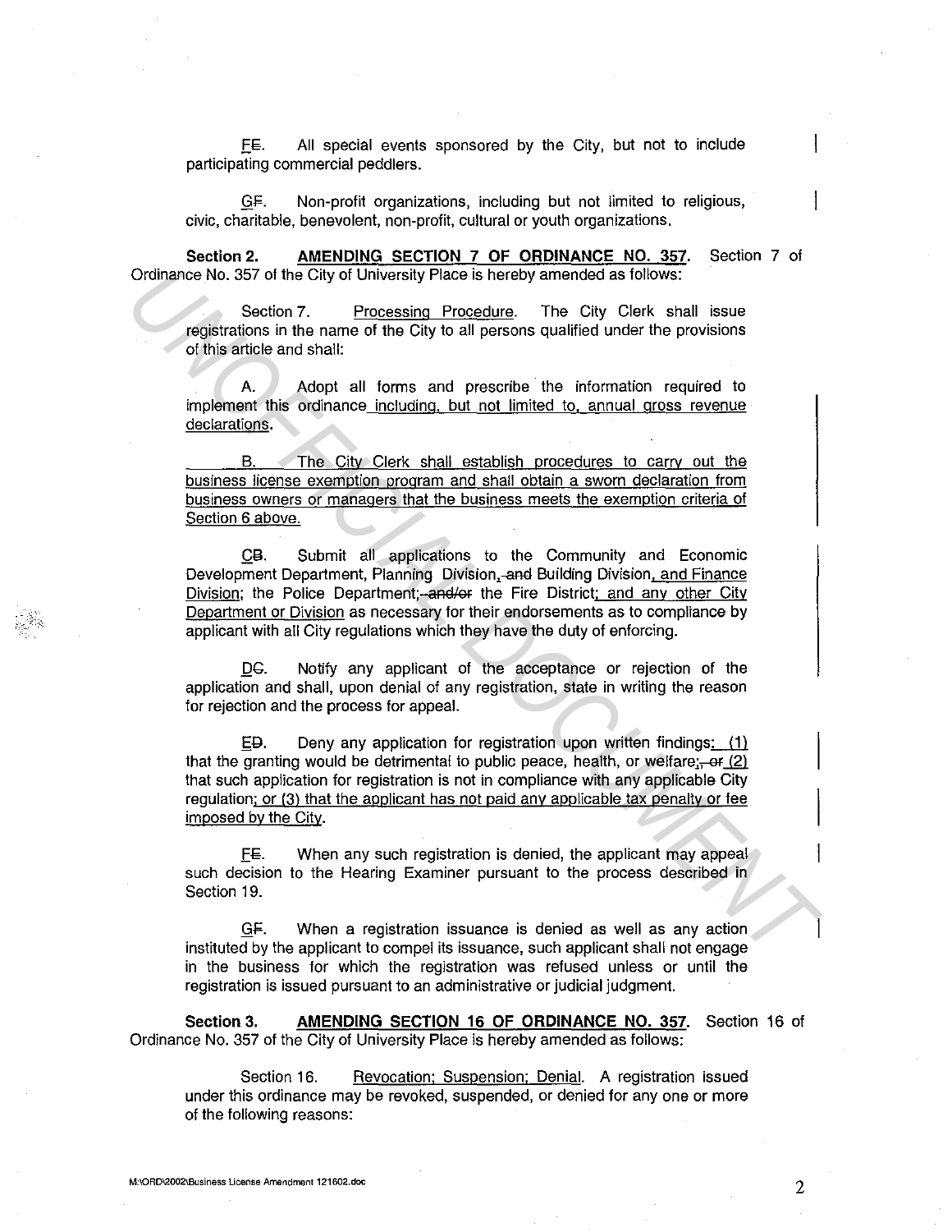FE. All special events sponsored by the City, but not to include participating commercial peddlers.

GF. Non-profit organizations, including but not limited to religious, civic, charitable, benevolent, non-profit, cultural or youth organizations.

**Section 2. AMENDING SECTION 7 OF ORDINANCE NO. 357.** Section 7 of Ordinance No. 357 of the City of University Place is hereby amended as follows:

Section 7. Processing Procedure. The City Clerk shall issue registrations in the name of the City to all persons qualified under the provisions of this article and shall:

A. Adopt all forms and prescribe the information required to implement this ordinance including, but not limited to, annual gross revenue declarations.

B. The City Clerk shall establish procedures to carry out the business license exemption program and shall obtain a sworn declaration from business owners or managers that the business meets the exemption criteria of Section 6 above.

CB. Submit all applications to the Community and Economic Development Department, Planning Division, and Building Division, and Finance Division; the Police Department; and/or the Fire District; and any other City Department or Division as necessary for their endorsements as to compliance by applicant with all City regulations which they have the duty of enforcing.

DC. Notify any applicant of the acceptance or rejection of the application and shall, upon denial of any registration, state in writing the reason for rejection and the process for appeal.

ED. Deny any application for registration upon written findings: (1) that the granting would be detrimental to public peace, health, or welfare;, or (2) that such application for registration is not in compliance with any applicable City regulation; or (3) that the applicant has not paid any applicable tax penalty or fee imposed by the City.

FE. When any such registration is denied, the applicant may appeal such decision to the Hearing Examiner pursuant to the process described in Section 19.

GF. When a registration issuance is denied as well as any action instituted by the applicant to compel its issuance, such applicant shall not engage in the business for which the registration was refused unless or until the registration is issued pursuant to an administrative or judicial judgment.

**Section 3. AMENDING SECTION 16 OF ORDINANCE NO. 357.** Section 16 of Ordinance No. 357 of the City of University Place is hereby amended as follows:

Section 16. Revocation; Suspension; Denial. A registration issued under this ordinance may be revoked, suspended, or denied for any one or more of the following reasons:

M:\ORD\2002\Business License Amendment 121602.doc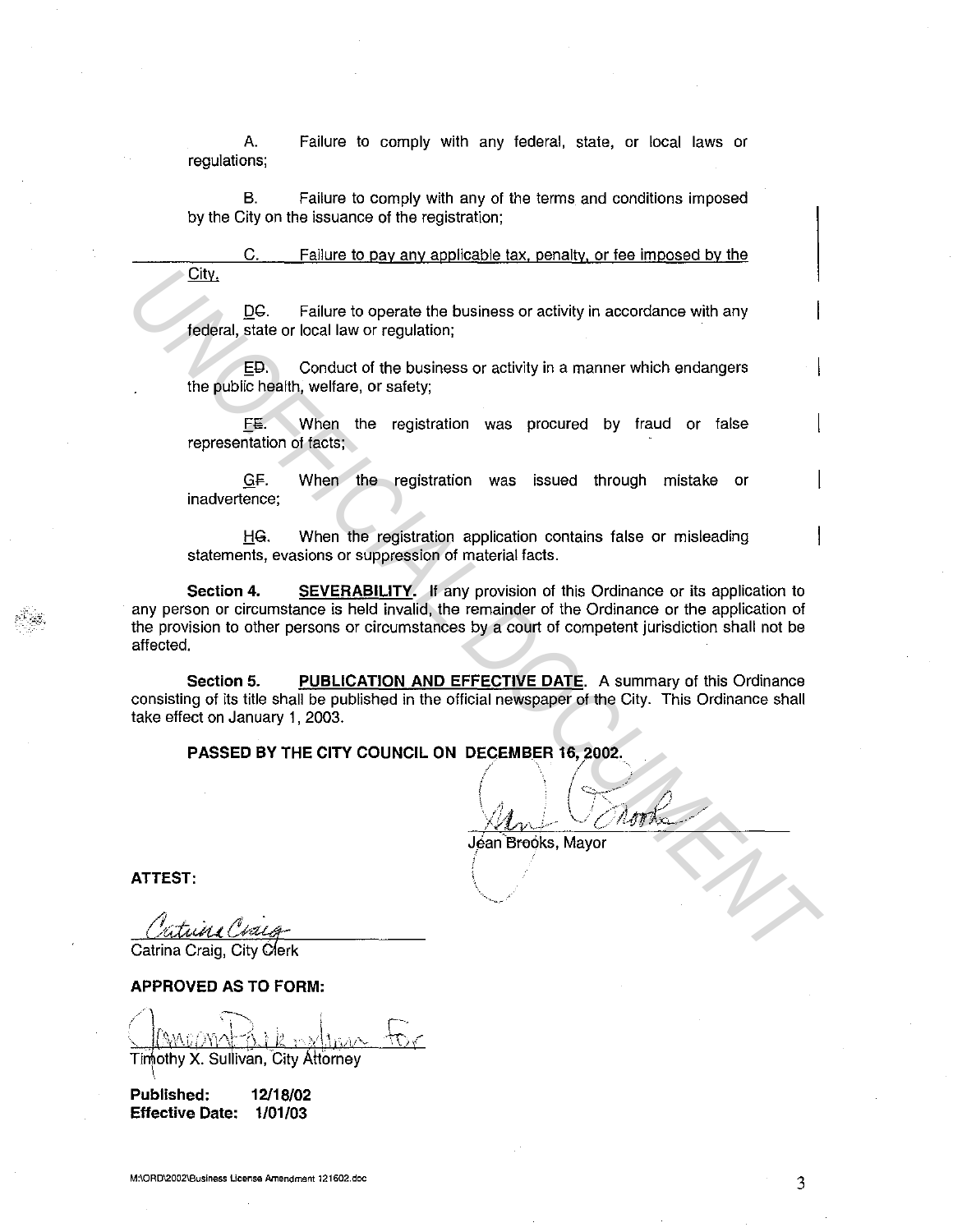A. Failure to comply with any federal, state, or local laws or regulations;

B. Failure to comply with any of the terms and conditions imposed by the City on the issuance of the registration;

<u>C. Failure to pay any applicable tax, penalty, or fee imposed by the City.</u>

<u>D</u>~~C~~. Failure to operate the business or activity in accordance with any federal, state or local law or regulation;

<u>E</u>~~D~~. Conduct of the business or activity in a manner which endangers the public health, welfare, or safety;

<u>F</u>~~E~~. When the registration was procured by fraud or false representation of facts;

<u>G</u>~~F~~. When the registration was issued through mistake or inadvertence;

<u>H</u>~~G~~. When the registration application contains false or misleading statements, evasions or suppression of material facts.

**Section 4. <u>SEVERABILITY</u>.** If any provision of this Ordinance or its application to any person or circumstance is held invalid, the remainder of the Ordinance or the application of the provision to other persons or circumstances by a court of competent jurisdiction shall not be affected.

**Section 5. <u>PUBLICATION AND EFFECTIVE DATE</u>.** A summary of this Ordinance consisting of its title shall be published in the official newspaper of the City. This Ordinance shall take effect on January 1, 2003.

**PASSED BY THE CITY COUNCIL ON DECEMBER 16, 2002.**

Jean Brooks, Mayor

**ATTEST:**

Catrina Craig, City Clerk

**APPROVED AS TO FORM:**

Timothy X. Sullivan, City Attorney

**Published:** 12/18/02
**Effective Date:** 1/01/03

M:\ORD\2002\Business License Amendment 121602.doc